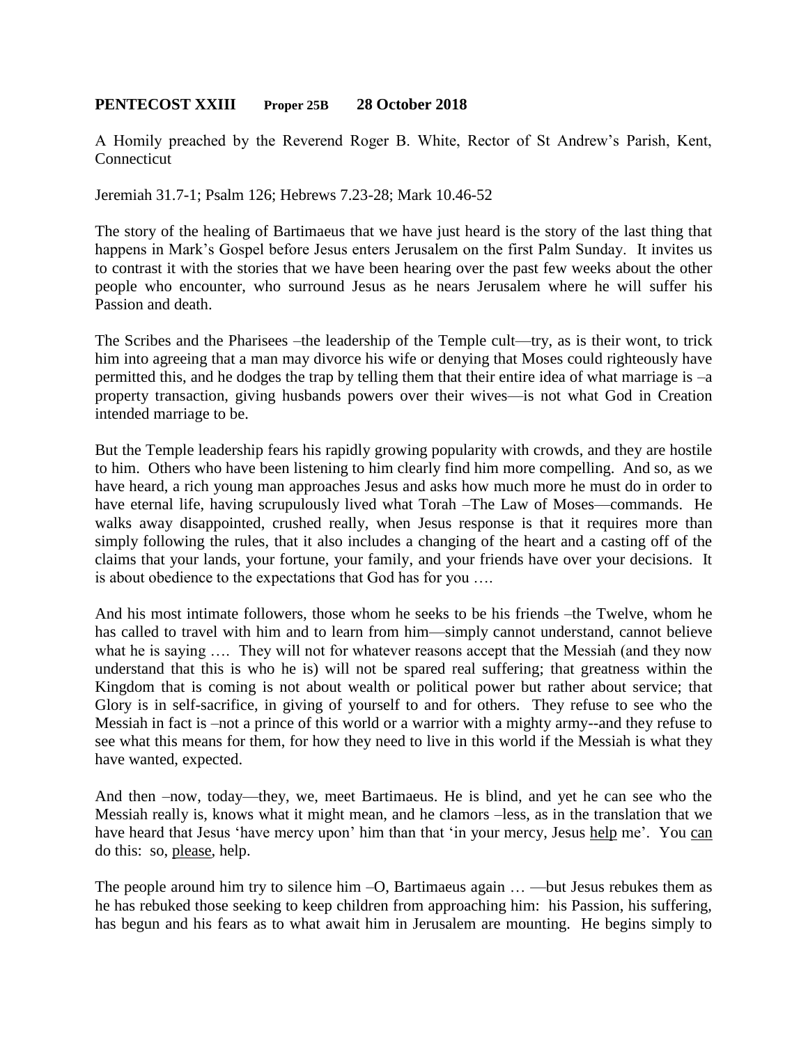**PENTECOST XXIII** **Proper 25B** **28 October 2018**

A Homily preached by the Reverend Roger B. White, Rector of St Andrew's Parish, Kent, Connecticut

Jeremiah 31.7-1; Psalm 126; Hebrews 7.23-28; Mark 10.46-52

The story of the healing of Bartimaeus that we have just heard is the story of the last thing that happens in Mark's Gospel before Jesus enters Jerusalem on the first Palm Sunday. It invites us to contrast it with the stories that we have been hearing over the past few weeks about the other people who encounter, who surround Jesus as he nears Jerusalem where he will suffer his Passion and death.

The Scribes and the Pharisees –the leadership of the Temple cult—try, as is their wont, to trick him into agreeing that a man may divorce his wife or denying that Moses could righteously have permitted this, and he dodges the trap by telling them that their entire idea of what marriage is –a property transaction, giving husbands powers over their wives—is not what God in Creation intended marriage to be.

But the Temple leadership fears his rapidly growing popularity with crowds, and they are hostile to him. Others who have been listening to him clearly find him more compelling. And so, as we have heard, a rich young man approaches Jesus and asks how much more he must do in order to have eternal life, having scrupulously lived what Torah –The Law of Moses—commands. He walks away disappointed, crushed really, when Jesus response is that it requires more than simply following the rules, that it also includes a changing of the heart and a casting off of the claims that your lands, your fortune, your family, and your friends have over your decisions. It is about obedience to the expectations that God has for you ….

And his most intimate followers, those whom he seeks to be his friends –the Twelve, whom he has called to travel with him and to learn from him—simply cannot understand, cannot believe what he is saying …. They will not for whatever reasons accept that the Messiah (and they now understand that this is who he is) will not be spared real suffering; that greatness within the Kingdom that is coming is not about wealth or political power but rather about service; that Glory is in self-sacrifice, in giving of yourself to and for others. They refuse to see who the Messiah in fact is –not a prince of this world or a warrior with a mighty army--and they refuse to see what this means for them, for how they need to live in this world if the Messiah is what they have wanted, expected.

And then –now, today—they, we, meet Bartimaeus. He is blind, and yet he can see who the Messiah really is, knows what it might mean, and he clamors –less, as in the translation that we have heard that Jesus 'have mercy upon' him than that 'in your mercy, Jesus <u>help</u> me'. You <u>can</u> do this: so, <u>please</u>, help.

The people around him try to silence him –O, Bartimaeus again … —but Jesus rebukes them as he has rebuked those seeking to keep children from approaching him: his Passion, his suffering, has begun and his fears as to what await him in Jerusalem are mounting. He begins simply to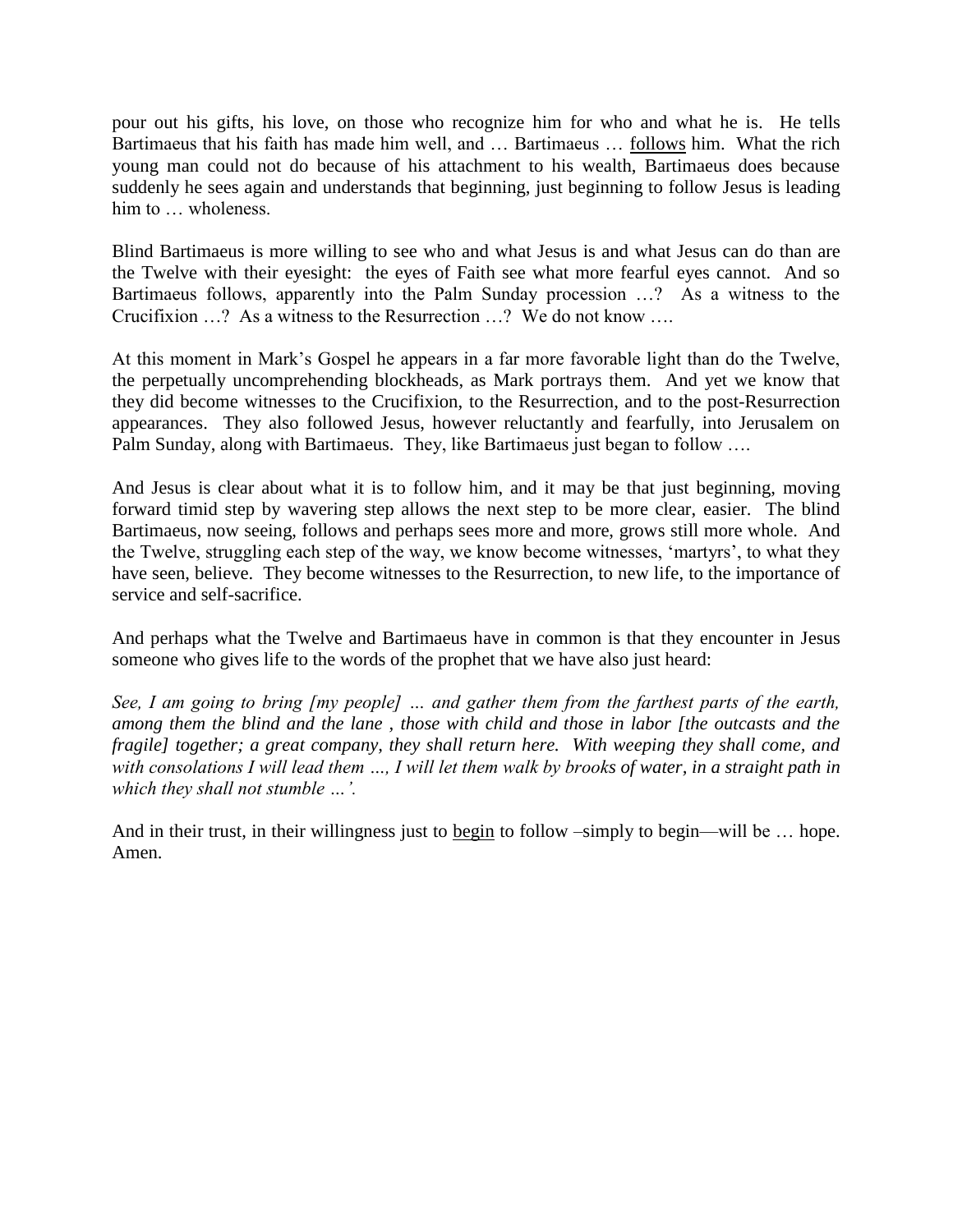pour out his gifts, his love, on those who recognize him for who and what he is. He tells Bartimaeus that his faith has made him well, and … Bartimaeus … <u>follows</u> him. What the rich young man could not do because of his attachment to his wealth, Bartimaeus does because suddenly he sees again and understands that beginning, just beginning to follow Jesus is leading him to … wholeness.

Blind Bartimaeus is more willing to see who and what Jesus is and what Jesus can do than are the Twelve with their eyesight: the eyes of Faith see what more fearful eyes cannot. And so Bartimaeus follows, apparently into the Palm Sunday procession …? As a witness to the Crucifixion …? As a witness to the Resurrection …? We do not know ….

At this moment in Mark's Gospel he appears in a far more favorable light than do the Twelve, the perpetually uncomprehending blockheads, as Mark portrays them. And yet we know that they did become witnesses to the Crucifixion, to the Resurrection, and to the post-Resurrection appearances. They also followed Jesus, however reluctantly and fearfully, into Jerusalem on Palm Sunday, along with Bartimaeus. They, like Bartimaeus just began to follow ….

And Jesus is clear about what it is to follow him, and it may be that just beginning, moving forward timid step by wavering step allows the next step to be more clear, easier. The blind Bartimaeus, now seeing, follows and perhaps sees more and more, grows still more whole. And the Twelve, struggling each step of the way, we know become witnesses, 'martyrs', to what they have seen, believe. They become witnesses to the Resurrection, to new life, to the importance of service and self-sacrifice.

And perhaps what the Twelve and Bartimaeus have in common is that they encounter in Jesus someone who gives life to the words of the prophet that we have also just heard:

*See, I am going to bring [my people] … and gather them from the farthest parts of the earth, among them the blind and the lane , those with child and those in labor [the outcasts and the fragile] together; a great company, they shall return here. With weeping they shall come, and with consolations I will lead them …, I will let them walk by brooks of water, in a straight path in which they shall not stumble …'.*

And in their trust, in their willingness just to <u>begin</u> to follow –simply to begin—will be … hope. Amen.